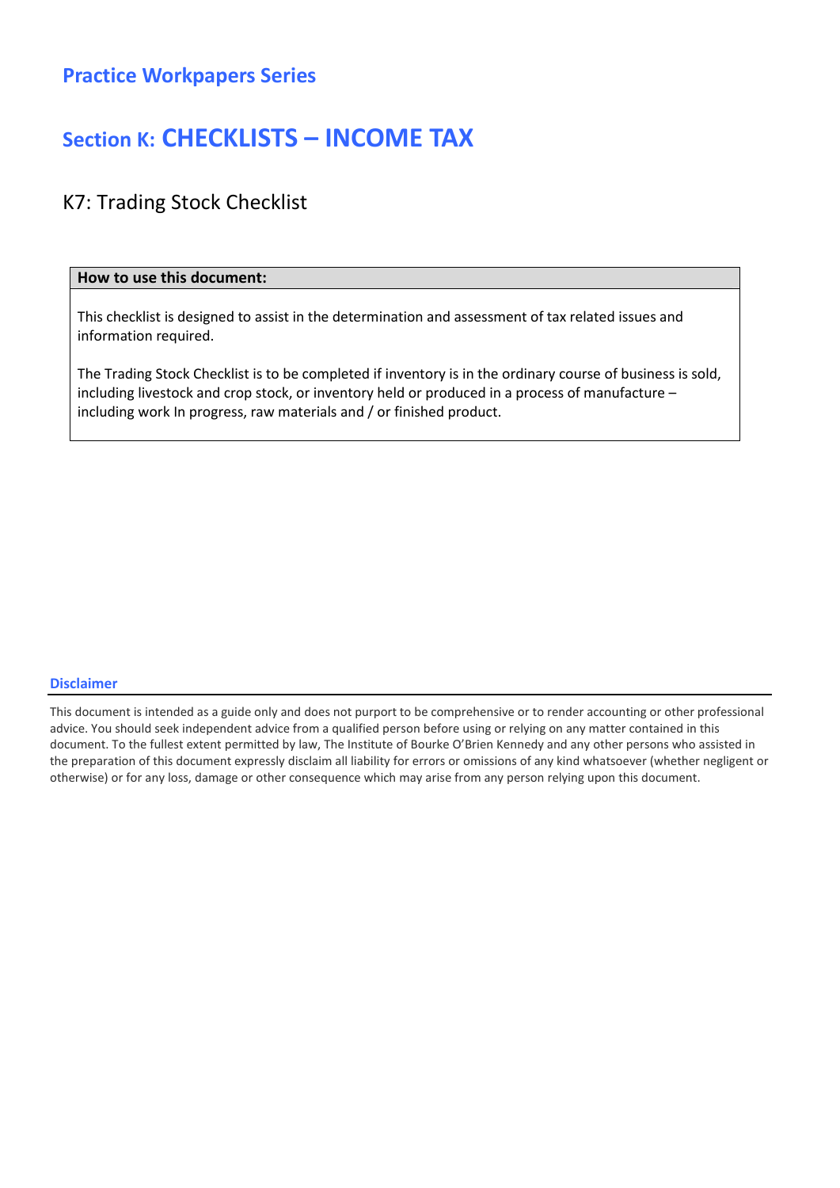## Practice Workpapers Series

# Section K: CHECKLISTS – INCOME TAX

## K7: Trading Stock Checklist

| How to use this document: |
|---|
| This checklist is designed to assist in the determination and assessment of tax related issues and information required.<br><br>The Trading Stock Checklist is to be completed if inventory is in the ordinary course of business is sold, including livestock and crop stock, or inventory held or produced in a process of manufacture – including work In progress, raw materials and / or finished product. |

**Disclaimer**

This document is intended as a guide only and does not purport to be comprehensive or to render accounting or other professional advice. You should seek independent advice from a qualified person before using or relying on any matter contained in this document. To the fullest extent permitted by law, The Institute of Bourke O'Brien Kennedy and any other persons who assisted in the preparation of this document expressly disclaim all liability for errors or omissions of any kind whatsoever (whether negligent or otherwise) or for any loss, damage or other consequence which may arise from any person relying upon this document.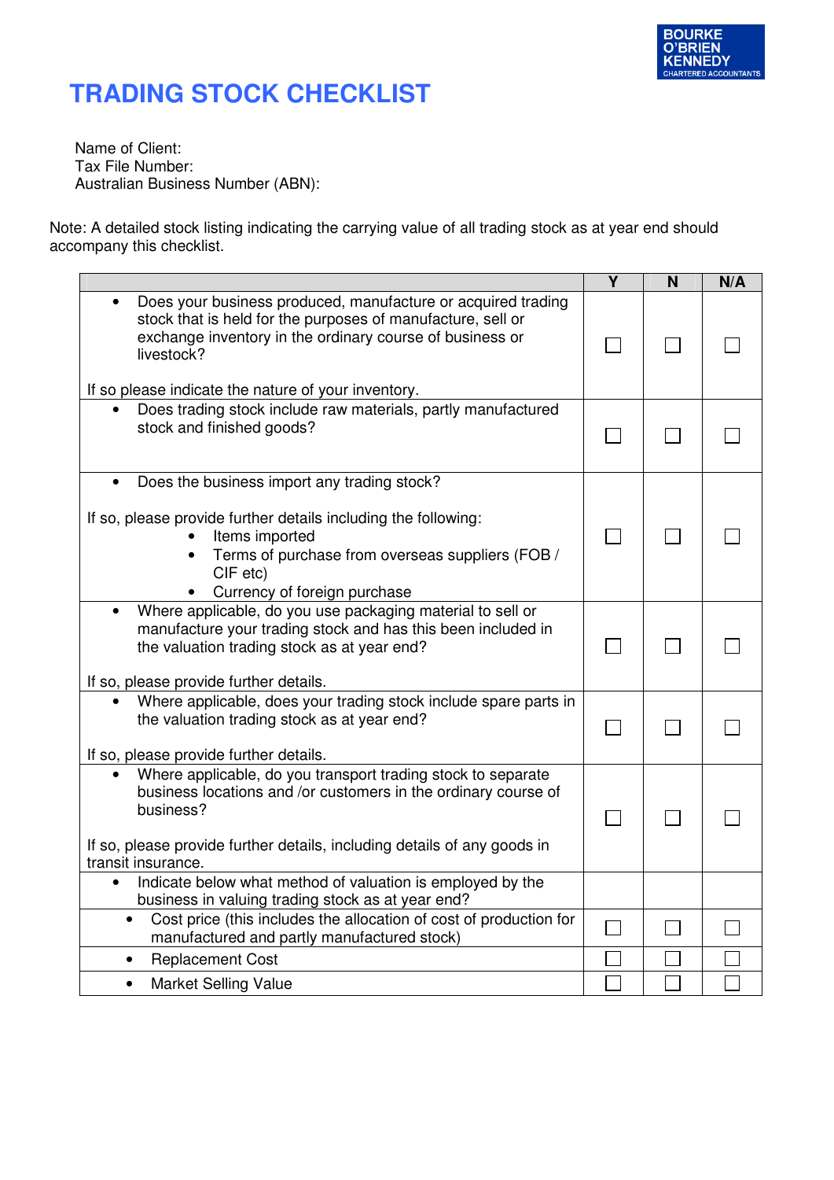BOURKE O'BRIEN KENNEDY CHARTERED ACCOUNTANTS

# TRADING STOCK CHECKLIST

Name of Client:
Tax File Number:
Australian Business Number (ABN):

Note: A detailed stock listing indicating the carrying value of all trading stock as at year end should accompany this checklist.

| | Y | N | N/A |
|---|---|---|---|
| • Does your business produced, manufacture or acquired trading stock that is held for the purposes of manufacture, sell or exchange inventory in the ordinary course of business or livestock?<br><br>If so please indicate the nature of your inventory. | ☐ | ☐ | ☐ |
| • Does trading stock include raw materials, partly manufactured stock and finished goods? | ☐ | ☐ | ☐ |
| • Does the business import any trading stock?<br><br>If so, please provide further details including the following:<br>• Items imported<br>• Terms of purchase from overseas suppliers (FOB / CIF etc)<br>• Currency of foreign purchase | ☐ | ☐ | ☐ |
| • Where applicable, do you use packaging material to sell or manufacture your trading stock and has this been included in the valuation trading stock as at year end?<br><br>If so, please provide further details. | ☐ | ☐ | ☐ |
| • Where applicable, does your trading stock include spare parts in the valuation trading stock as at year end?<br><br>If so, please provide further details. | ☐ | ☐ | ☐ |
| • Where applicable, do you transport trading stock to separate business locations and /or customers in the ordinary course of business?<br><br>If so, please provide further details, including details of any goods in transit insurance. | ☐ | ☐ | ☐ |
| • Indicate below what method of valuation is employed by the business in valuing trading stock as at year end? | | | |
| • Cost price (this includes the allocation of cost of production for manufactured and partly manufactured stock) | ☐ | ☐ | ☐ |
| • Replacement Cost | ☐ | ☐ | ☐ |
| • Market Selling Value | ☐ | ☐ | ☐ |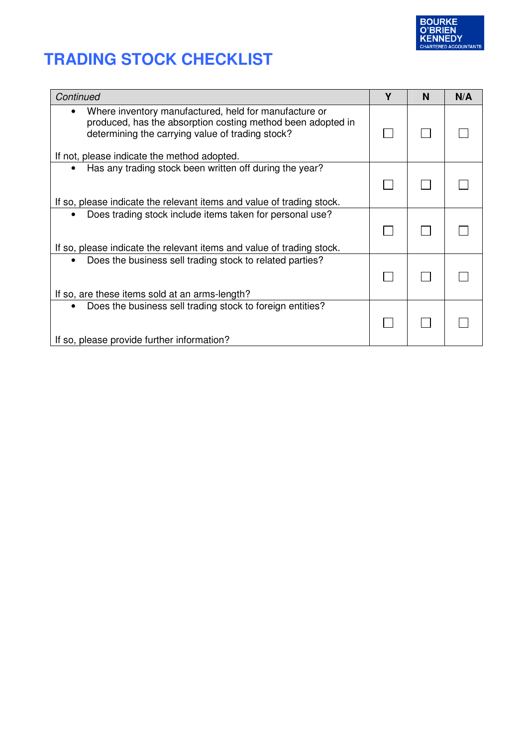# TRADING STOCK CHECKLIST

| *Continued* | Y | N | N/A |
|---|---|---|---|
| • Where inventory manufactured, held for manufacture or produced, has the absorption costing method been adopted in determining the carrying value of trading stock?<br><br>If not, please indicate the method adopted. | ☐ | ☐ | ☐ |
| • Has any trading stock been written off during the year?<br><br>If so, please indicate the relevant items and value of trading stock. | ☐ | ☐ | ☐ |
| • Does trading stock include items taken for personal use?<br><br>If so, please indicate the relevant items and value of trading stock. | ☐ | ☐ | ☐ |
| • Does the business sell trading stock to related parties?<br><br>If so, are these items sold at an arms-length? | ☐ | ☐ | ☐ |
| • Does the business sell trading stock to foreign entities?<br><br>If so, please provide further information? | ☐ | ☐ | ☐ |